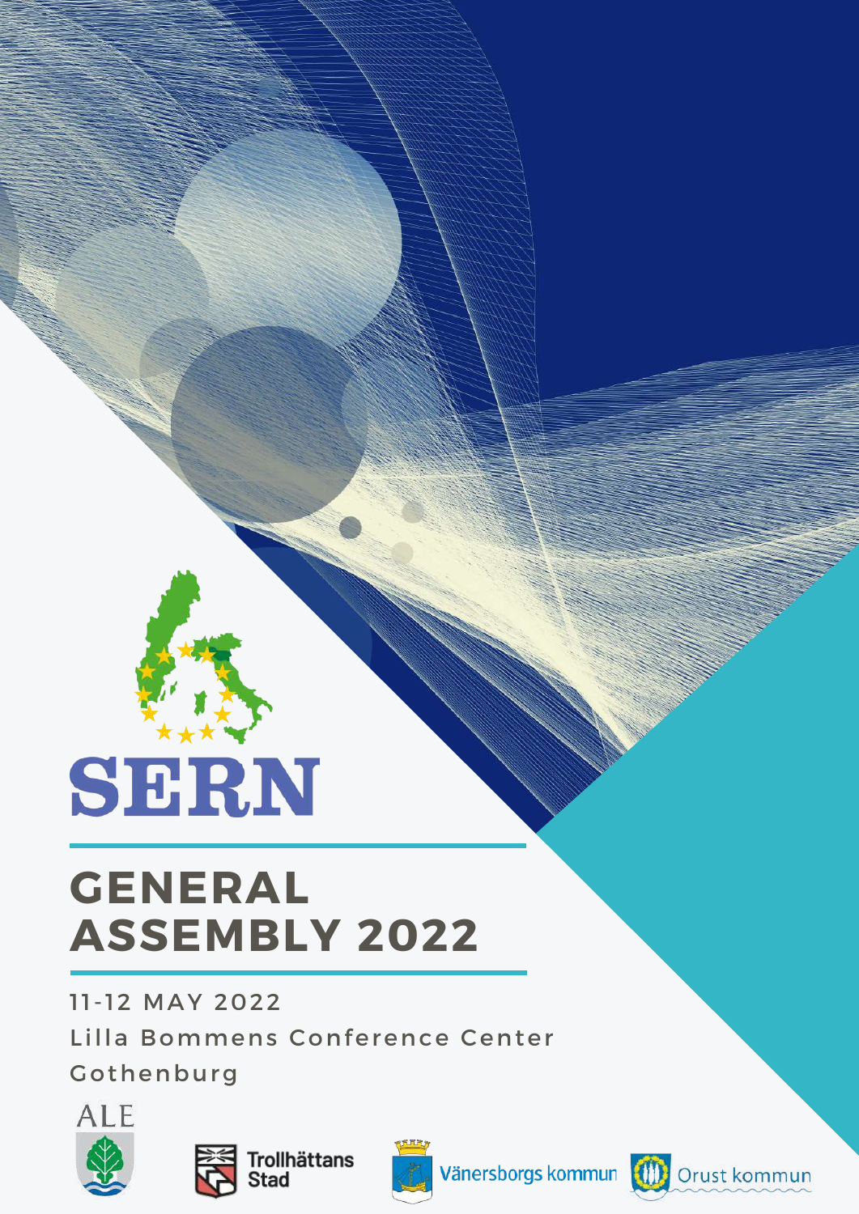SERN

# GENERAL ASSEMBLY 2022

11-12 MAY 2022

Lilla Bommens Conference Center

Gothenburg

ALE

Trollhättans Stad

Vänersborgs kommun

Orust kommun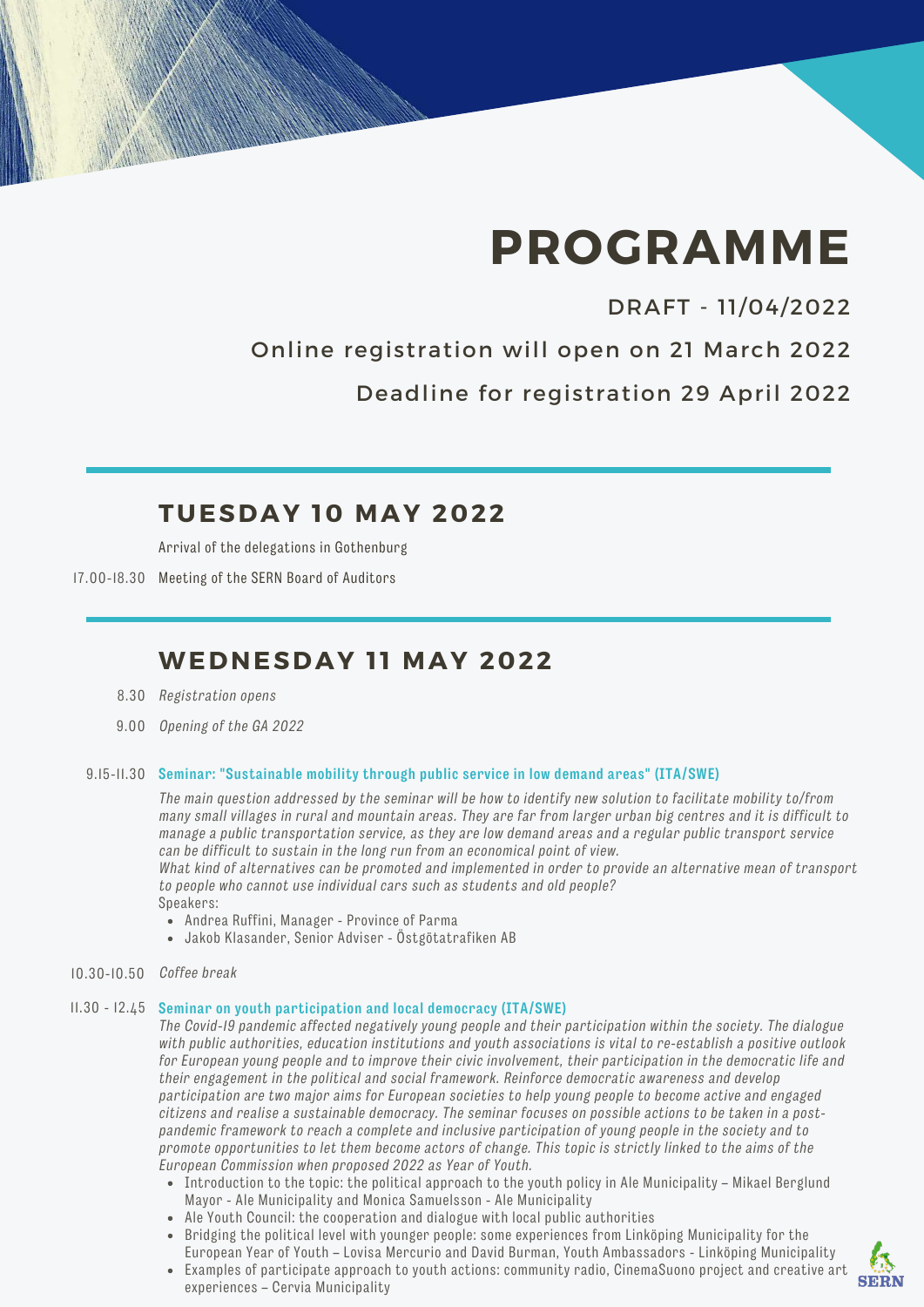# PROGRAMME

DRAFT - 11/04/2022

Online registration will open on 21 March 2022

Deadline for registration 29 April 2022

## TUESDAY 10 MAY 2022

Arrival of the delegations in Gothenburg

17.00-18.30 Meeting of the SERN Board of Auditors

## WEDNESDAY 11 MAY 2022

8.30 *Registration opens*

9.00 *Opening of the GA 2022*

9.15-11.30 **Seminar: "Sustainable mobility through public service in low demand areas" (ITA/SWE)**

*The main question addressed by the seminar will be how to identify new solution to facilitate mobility to/from many small villages in rural and mountain areas. They are far from larger urban big centres and it is difficult to manage a public transportation service, as they are low demand areas and a regular public transport service can be difficult to sustain in the long run from an economical point of view.*
*What kind of alternatives can be promoted and implemented in order to provide an alternative mean of transport to people who cannot use individual cars such as students and old people?*

Speakers:

- Andrea Ruffini, Manager - Province of Parma
- Jakob Klasander, Senior Adviser - Östgötatrafiken AB

10.30-10.50 *Coffee break*

11.30 - 12.45 **Seminar on youth participation and local democracy (ITA/SWE)**

*The Covid-19 pandemic affected negatively young people and their participation within the society. The dialogue with public authorities, education institutions and youth associations is vital to re-establish a positive outlook for European young people and to improve their civic involvement, their participation in the democratic life and their engagement in the political and social framework. Reinforce democratic awareness and develop participation are two major aims for European societies to help young people to become active and engaged citizens and realise a sustainable democracy. The seminar focuses on possible actions to be taken in a post-pandemic framework to reach a complete and inclusive participation of young people in the society and to promote opportunities to let them become actors of change. This topic is strictly linked to the aims of the European Commission when proposed 2022 as Year of Youth.*

- Introduction to the topic: the political approach to the youth policy in Ale Municipality – Mikael Berglund Mayor - Ale Municipality and Monica Samuelsson - Ale Municipality
- Ale Youth Council: the cooperation and dialogue with local public authorities
- Bridging the political level with younger people: some experiences from Linköping Municipality for the European Year of Youth – Lovisa Mercurio and David Burman, Youth Ambassadors - Linköping Municipality
- Examples of participate approach to youth actions: community radio, CinemaSuono project and creative art experiences – Cervia Municipality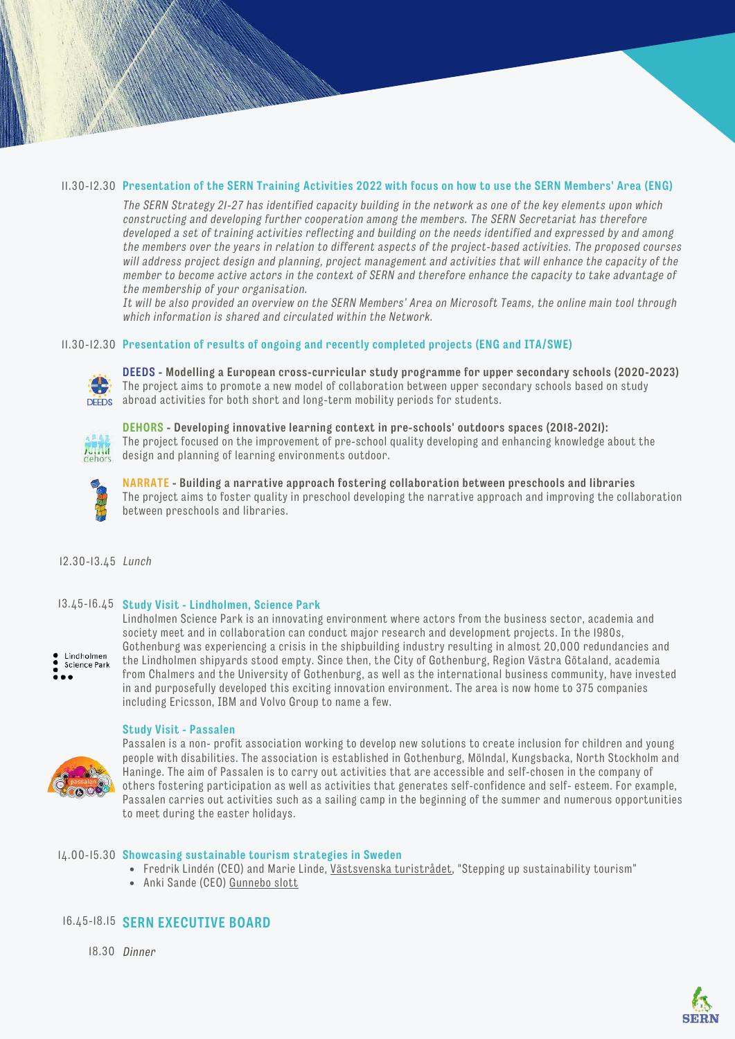**11.30-12.30 Presentation of the SERN Training Activities 2022 with focus on how to use the SERN Members' Area (ENG)**

*The SERN Strategy 21-27 has identified capacity building in the network as one of the key elements upon which constructing and developing further cooperation among the members. The SERN Secretariat has therefore developed a set of training activities reflecting and building on the needs identified and expressed by and among the members over the years in relation to different aspects of the project-based activities. The proposed courses will address project design and planning, project management and activities that will enhance the capacity of the member to become active actors in the context of SERN and therefore enhance the capacity to take advantage of the membership of your organisation.*

*It will be also provided an overview on the SERN Members' Area on Microsoft Teams, the online main tool through which information is shared and circulated within the Network.*

**11.30-12.30 Presentation of results of ongoing and recently completed projects (ENG and ITA/SWE)**

**DEEDS - Modelling a European cross-curricular study programme for upper secondary schools (2020-2023)**
The project aims to promote a new model of collaboration between upper secondary schools based on study abroad activities for both short and long-term mobility periods for students.

**DEHORS - Developing innovative learning context in pre-schools' outdoors spaces (2018-2021):**
The project focused on the improvement of pre-school quality developing and enhancing knowledge about the design and planning of learning environments outdoor.

**NARRATE - Building a narrative approach fostering collaboration between preschools and libraries**
The project aims to foster quality in preschool developing the narrative approach and improving the collaboration between preschools and libraries.

12.30-13.45 *Lunch*

**13.45-16.45 Study Visit - Lindholmen, Science Park**

Lindholmen Science Park is an innovating environment where actors from the business sector, academia and society meet and in collaboration can conduct major research and development projects. In the 1980s, Gothenburg was experiencing a crisis in the shipbuilding industry resulting in almost 20,000 redundancies and the Lindholmen shipyards stood empty. Since then, the City of Gothenburg, Region Västra Götaland, academia from Chalmers and the University of Gothenburg, as well as the international business community, have invested in and purposefully developed this exciting innovation environment. The area is now home to 375 companies including Ericsson, IBM and Volvo Group to name a few.

**Study Visit - Passalen**

Passalen is a non- profit association working to develop new solutions to create inclusion for children and young people with disabilities. The association is established in Gothenburg, Mölndal, Kungsbacka, North Stockholm and Haninge. The aim of Passalen is to carry out activities that are accessible and self-chosen in the company of others fostering participation as well as activities that generates self-confidence and self- esteem. For example, Passalen carries out activities such as a sailing camp in the beginning of the summer and numerous opportunities to meet during the easter holidays.

**14.00-15.30 Showcasing sustainable tourism strategies in Sweden**

- Fredrik Lindén (CEO) and Marie Linde, Västsvenska turistrådet, "Stepping up sustainability tourism"
- Anki Sande (CEO) Gunnebo slott

**16.45-18.15 SERN EXECUTIVE BOARD**

18.30 *Dinner*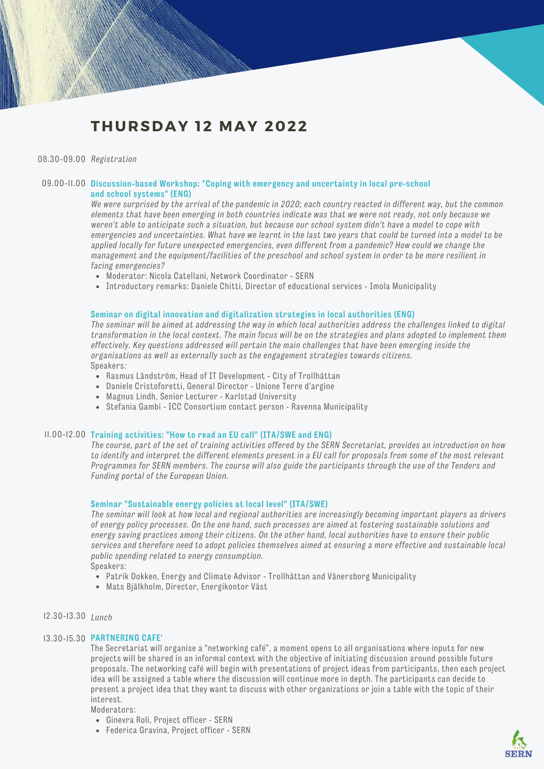# THURSDAY 12 MAY 2022

08.30-09.00 *Registration*

09.00-11.00 **Discussion-based Workshop: "Coping with emergency and uncertainty in local pre-school and school systems" (ENG)**

*We were surprised by the arrival of the pandemic in 2020; each country reacted in different way, but the common elements that have been emerging in both countries indicate was that we were not ready, not only because we weren't able to anticipate such a situation, but because our school system didn't have a model to cope with emergencies and uncertainties. What have we learnt in the last two years that could be turned into a model to be applied locally for future unexpected emergencies, even different from a pandemic? How could we change the management and the equipment/facilities of the preschool and school system in order to be more resilient in facing emergencies?*

- Moderator: Nicola Catellani, Network Coordinator - SERN
- Introductory remarks: Daniele Chitti, Director of educational services - Imola Municipality

**Seminar on digital innovation and digitalization strategies in local authorities (ENG)**

*The seminar will be aimed at addressing the way in which local authorities address the challenges linked to digital transformation in the local context. The main focus will be on the strategies and plans adopted to implement them effectively. Key questions addressed will pertain the main challenges that have been emerging inside the organisations as well as externally such as the engagement strategies towards citizens.*

Speakers:

- Rasmus Ländström, Head of IT Development - City of Trollhättan
- Daniele Cristoforetti, General Director - Unione Terre d'argine
- Magnus Lindh, Senior Lecturer - Karlstad University
- Stefania Gambi - ICC Consortium contact person - Ravenna Municipality

11.00-12.00 **Training activities: "How to read an EU call" (ITA/SWE and ENG)**

*The course, part of the set of training activities offered by the SERN Secretariat, provides an introduction on how to identify and interpret the different elements present in a EU call for proposals from some of the most relevant Programmes for SERN members. The course will also guide the participants through the use of the Tenders and Funding portal of the European Union.*

**Seminar "Sustainable energy policies at local level" (ITA/SWE)**

*The seminar will look at how local and regional authorities are increasingly becoming important players as drivers of energy policy processes. On the one hand, such processes are aimed at fostering sustainable solutions and energy saving practices among their citizens. On the other hand, local authorities have to ensure their public services and therefore need to adopt policies themselves aimed at ensuring a more effective and sustainable local public spending related to energy consumption.*

Speakers:

- Patrik Dokken, Energy and Climate Advisor - Trollhättan and Vänersborg Municipality
- Mats Bjälkholm, Director, Energikontor Väst

12.30-13.30 *Lunch*

13.30-15.30 **PARTNERING CAFE'**

The Secretariat will organise a "networking café", a moment opens to all organisations where inputs for new projects will be shared in an informal context with the objective of initiating discussion around possible future proposals. The networking café will begin with presentations of project ideas from participants, then each project idea will be assigned a table where the discussion will continue more in depth. The participants can decide to present a project idea that they want to discuss with other organizations or join a table with the topic of their interest.

Moderators:

- Ginevra Roli, Project officer - SERN
- Federica Gravina, Project officer - SERN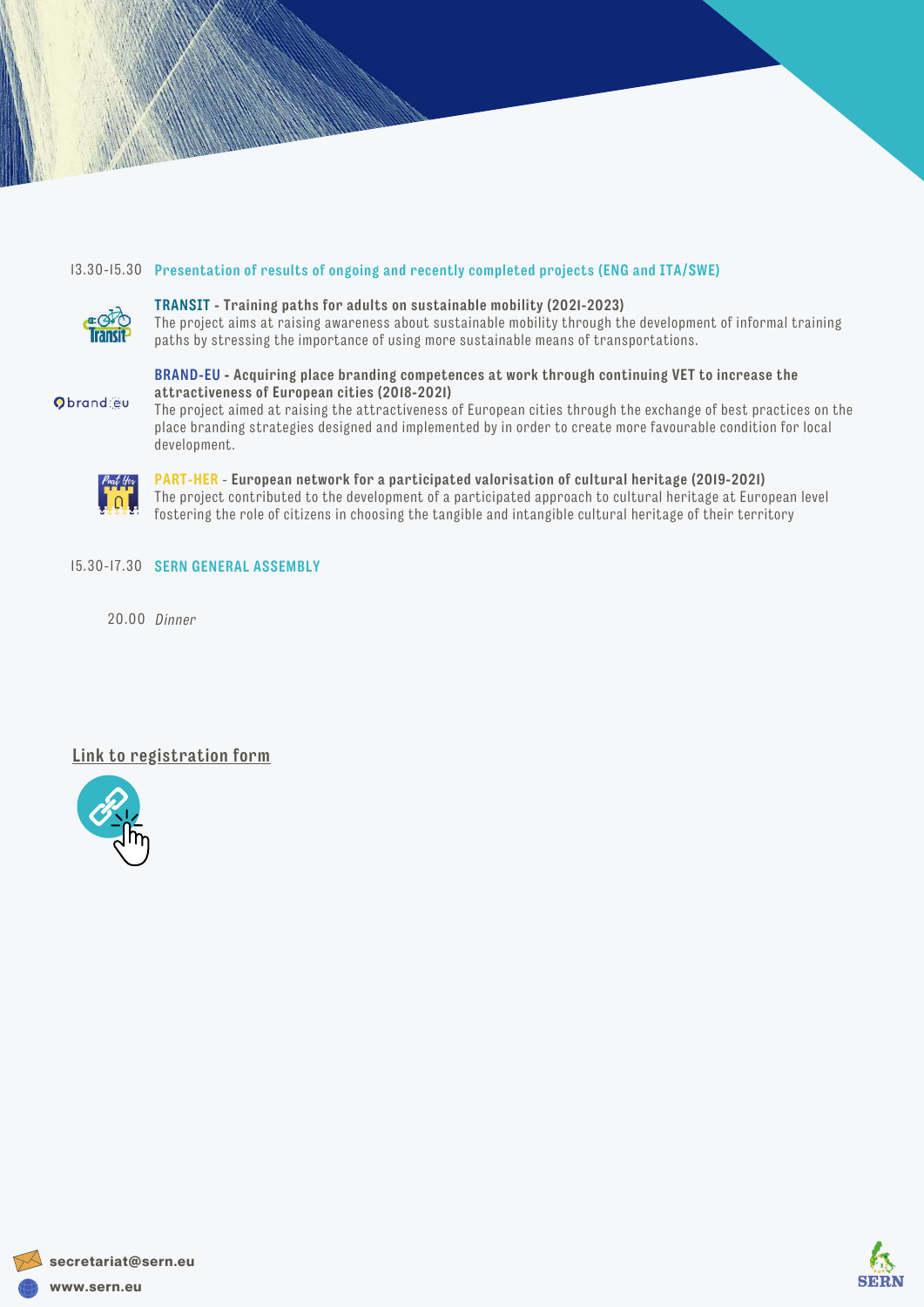13.30-15.30 **Presentation of results of ongoing and recently completed projects (ENG and ITA/SWE)**

**TRANSIT - Training paths for adults on sustainable mobility (2021-2023)**
The project aims at raising awareness about sustainable mobility through the development of informal training paths by stressing the importance of using more sustainable means of transportations.

**BRAND-EU - Acquiring place branding competences at work through continuing VET to increase the attractiveness of European cities (2018-2021)**
The project aimed at raising the attractiveness of European cities through the exchange of best practices on the place branding strategies designed and implemented by in order to create more favourable condition for local development.

**PART-HER - European network for a participated valorisation of cultural heritage (2019-2021)**
The project contributed to the development of a participated approach to cultural heritage at European level fostering the role of citizens in choosing the tangible and intangible cultural heritage of their territory

15.30-17.30 **SERN GENERAL ASSEMBLY**

20.00 *Dinner*

**Link to registration form**

secretariat@sern.eu

www.sern.eu